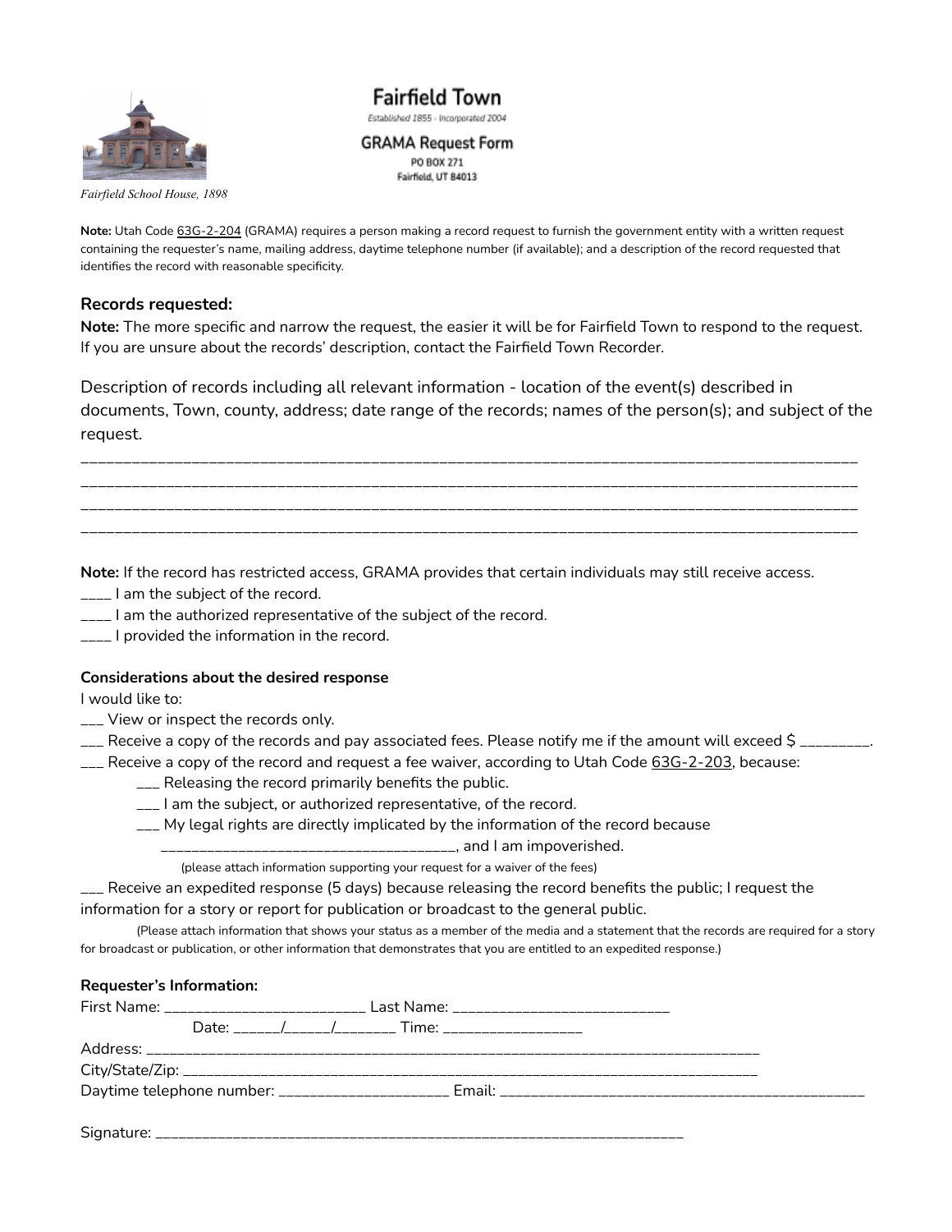# Fairfield Town

*Established 1855 - Incorporated 2004*

## GRAMA Request Form

PO BOX 271
Fairfield, UT 84013

*Fairfield School House, 1898*

**Note:** Utah Code 63G-2-204 (GRAMA) requires a person making a record request to furnish the government entity with a written request containing the requester's name, mailing address, daytime telephone number (if available); and a description of the record requested that identifies the record with reasonable specificity.

### Records requested:

**Note:** The more specific and narrow the request, the easier it will be for Fairfield Town to respond to the request. If you are unsure about the records' description, contact the Fairfield Town Recorder.

Description of records including all relevant information - location of the event(s) described in documents, Town, county, address; date range of the records; names of the person(s); and subject of the request.

_____________________________________________________________________________________________
_____________________________________________________________________________________________
_____________________________________________________________________________________________
_____________________________________________________________________________________________

**Note:** If the record has restricted access, GRAMA provides that certain individuals may still receive access.

____ I am the subject of the record.
____ I am the authorized representative of the subject of the record.
____ I provided the information in the record.

**Considerations about the desired response**

I would like to:

___ View or inspect the records only.
___ Receive a copy of the records and pay associated fees. Please notify me if the amount will exceed $ ________.
___ Receive a copy of the record and request a fee waiver, according to Utah Code 63G-2-203, because:

- ___ Releasing the record primarily benefits the public.
- ___ I am the subject, or authorized representative, of the record.
- ___ My legal rights are directly implicated by the information of the record because ____________________________________, and I am impoverished.

(please attach information supporting your request for a waiver of the fees)

___ Receive an expedited response (5 days) because releasing the record benefits the public; I request the information for a story or report for publication or broadcast to the general public.

(Please attach information that shows your status as a member of the media and a statement that the records are required for a story for broadcast or publication, or other information that demonstrates that you are entitled to an expedited response.)

**Requester's Information:**

First Name: ________________________ Last Name: __________________________
Date: ______/______/________ Time: _________________
Address: ______________________________________________________________________________
City/State/Zip: __________________________________________________________________________
Daytime telephone number: _____________________ Email: ____________________________________________

Signature: ________________________________________________________________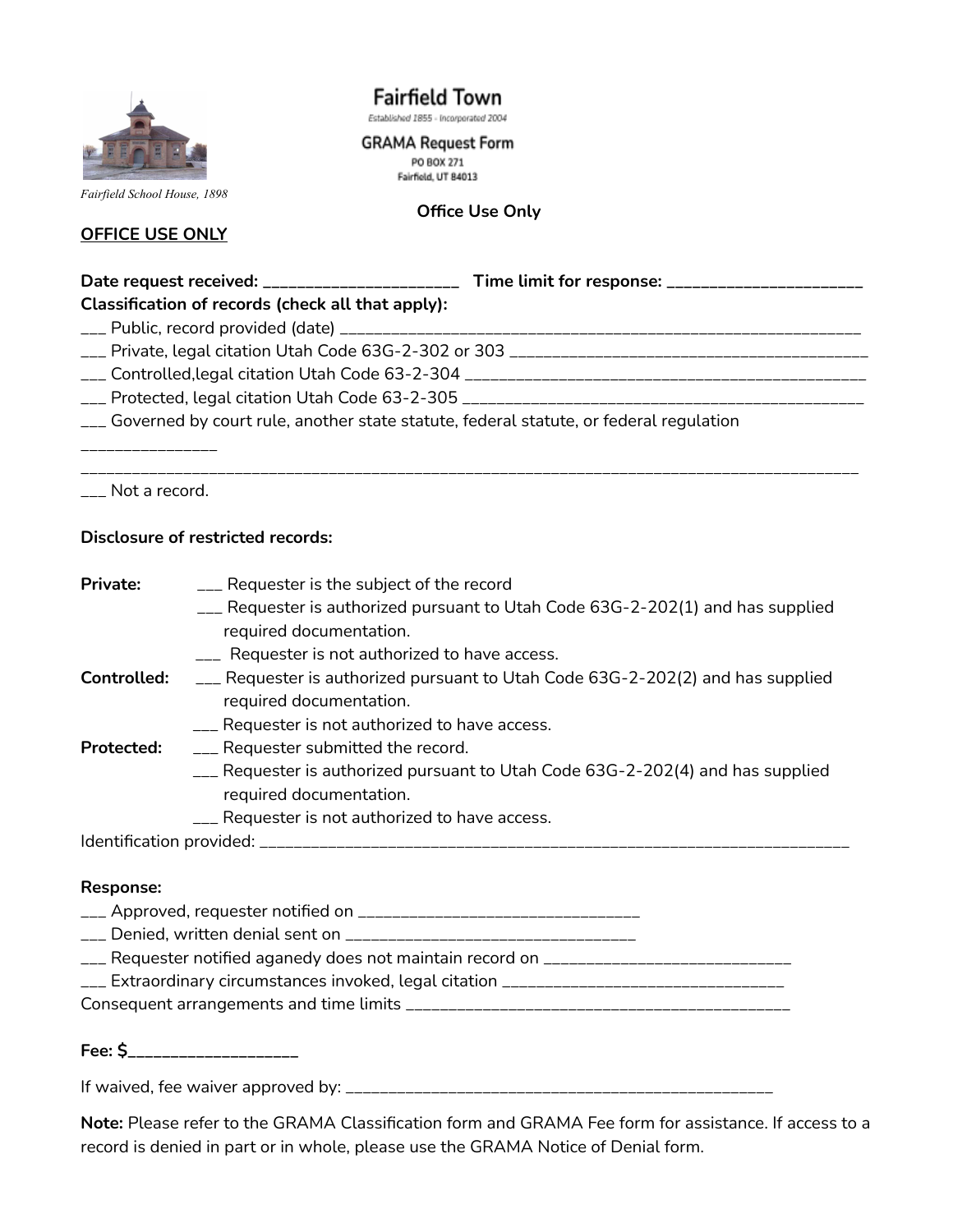Fairfield School House, 1898

**Fairfield Town**

*Established 1855 - Incorporated 2004*

**GRAMA Request Form**

PO BOX 271
Fairfield, UT 84013

**Office Use Only**

**OFFICE USE ONLY**

**Date request received: ______________________ Time limit for response: ______________________**

**Classification of records (check all that apply):**

___ Public, record provided (date) ____________________________________________________________

___ Private, legal citation Utah Code 63G-2-302 or 303 _________________________________________

___ Controlled,legal citation Utah Code 63-2-304 _____________________________________________

___ Protected, legal citation Utah Code 63-2-305 _____________________________________________

___ Governed by court rule, another state statute, federal statute, or federal regulation _______________
___________________________________________________________________________________________

___ Not a record.

**Disclosure of restricted records:**

**Private:** ___ Requester is the subject of the record
___ Requester is authorized pursuant to Utah Code 63G-2-202(1) and has supplied required documentation.
___ Requester is not authorized to have access.

**Controlled:** ___ Requester is authorized pursuant to Utah Code 63G-2-202(2) and has supplied required documentation.
___ Requester is not authorized to have access.

**Protected:** ___ Requester submitted the record.
___ Requester is authorized pursuant to Utah Code 63G-2-202(4) and has supplied required documentation.
___ Requester is not authorized to have access.

Identification provided: ____________________________________________________________________

**Response:**

___ Approved, requester notified on ________________________________

___ Denied, written denial sent on ________________________________

___ Requester notified aganedy does not maintain record on ___________________________

___ Extraordinary circumstances invoked, legal citation ________________________________

Consequent arrangements and time limits _____________________________________________

**Fee: $___________________**

If waived, fee waiver approved by: _________________________________________________

**Note:** Please refer to the GRAMA Classification form and GRAMA Fee form for assistance. If access to a record is denied in part or in whole, please use the GRAMA Notice of Denial form.